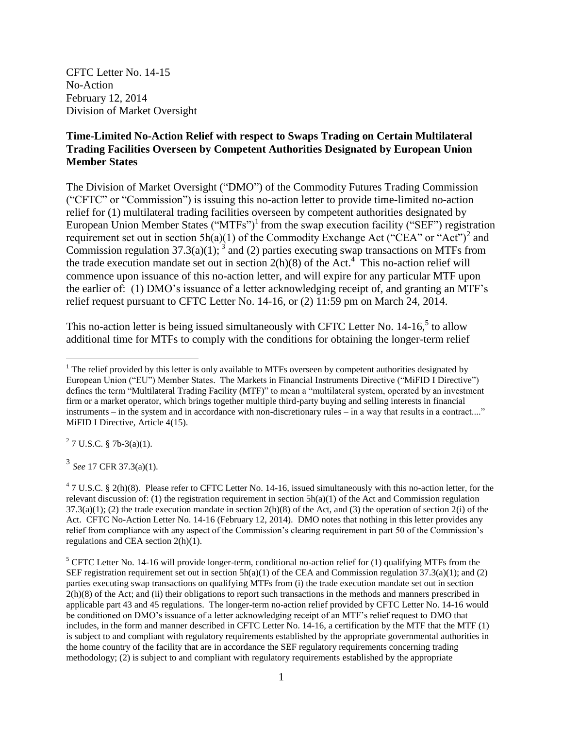CFTC Letter No. 14-15
No-Action
February 12, 2014
Division of Market Oversight

**Time-Limited No-Action Relief with respect to Swaps Trading on Certain Multilateral Trading Facilities Overseen by Competent Authorities Designated by European Union Member States**

The Division of Market Oversight ("DMO") of the Commodity Futures Trading Commission ("CFTC" or "Commission") is issuing this no-action letter to provide time-limited no-action relief for (1) multilateral trading facilities overseen by competent authorities designated by European Union Member States ("MTFs")[1] from the swap execution facility ("SEF") registration requirement set out in section 5h(a)(1) of the Commodity Exchange Act ("CEA" or "Act")[2] and Commission regulation 37.3(a)(1);[3] and (2) parties executing swap transactions on MTFs from the trade execution mandate set out in section 2(h)(8) of the Act.[4] This no-action relief will commence upon issuance of this no-action letter, and will expire for any particular MTF upon the earlier of: (1) DMO's issuance of a letter acknowledging receipt of, and granting an MTF's relief request pursuant to CFTC Letter No. 14-16, or (2) 11:59 pm on March 24, 2014.

This no-action letter is being issued simultaneously with CFTC Letter No. 14-16,[5] to allow additional time for MTFs to comply with the conditions for obtaining the longer-term relief

---

[1] The relief provided by this letter is only available to MTFs overseen by competent authorities designated by European Union ("EU") Member States. The Markets in Financial Instruments Directive ("MiFID I Directive") defines the term "Multilateral Trading Facility (MTF)" to mean a "multilateral system, operated by an investment firm or a market operator, which brings together multiple third-party buying and selling interests in financial instruments – in the system and in accordance with non-discretionary rules – in a way that results in a contract...." MiFID I Directive, Article 4(15).

[2] 7 U.S.C. § 7b-3(a)(1).

[3] *See* 17 CFR 37.3(a)(1).

[4] 7 U.S.C. § 2(h)(8). Please refer to CFTC Letter No. 14-16, issued simultaneously with this no-action letter, for the relevant discussion of: (1) the registration requirement in section 5h(a)(1) of the Act and Commission regulation 37.3(a)(1); (2) the trade execution mandate in section 2(h)(8) of the Act, and (3) the operation of section 2(i) of the Act. CFTC No-Action Letter No. 14-16 (February 12, 2014). DMO notes that nothing in this letter provides any relief from compliance with any aspect of the Commission's clearing requirement in part 50 of the Commission's regulations and CEA section 2(h)(1).

[5] CFTC Letter No. 14-16 will provide longer-term, conditional no-action relief for (1) qualifying MTFs from the SEF registration requirement set out in section 5h(a)(1) of the CEA and Commission regulation 37.3(a)(1); and (2) parties executing swap transactions on qualifying MTFs from (i) the trade execution mandate set out in section 2(h)(8) of the Act; and (ii) their obligations to report such transactions in the methods and manners prescribed in applicable part 43 and 45 regulations. The longer-term no-action relief provided by CFTC Letter No. 14-16 would be conditioned on DMO's issuance of a letter acknowledging receipt of an MTF's relief request to DMO that includes, in the form and manner described in CFTC Letter No. 14-16, a certification by the MTF that the MTF (1) is subject to and compliant with regulatory requirements established by the appropriate governmental authorities in the home country of the facility that are in accordance the SEF regulatory requirements concerning trading methodology; (2) is subject to and compliant with regulatory requirements established by the appropriate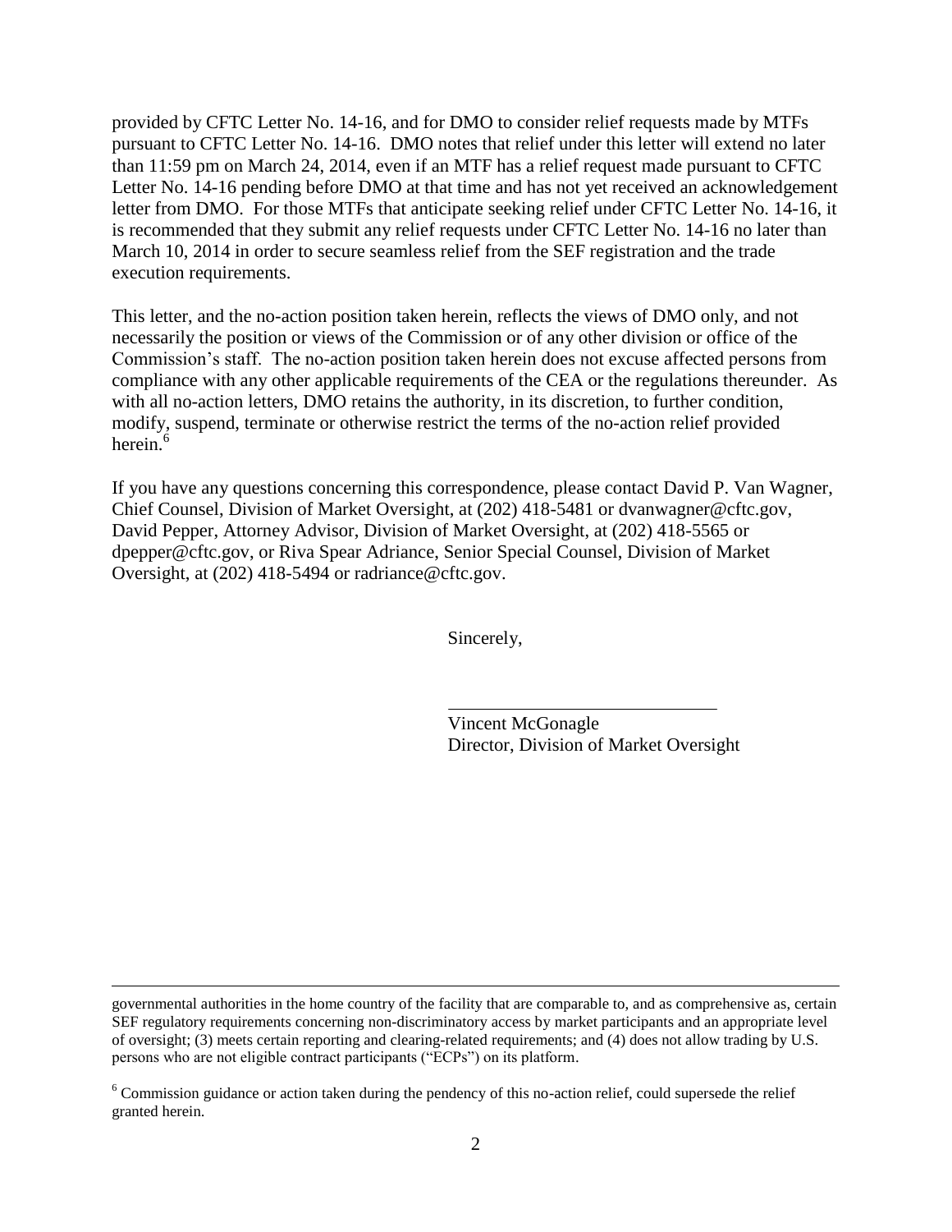provided by CFTC Letter No. 14-16, and for DMO to consider relief requests made by MTFs pursuant to CFTC Letter No. 14-16. DMO notes that relief under this letter will extend no later than 11:59 pm on March 24, 2014, even if an MTF has a relief request made pursuant to CFTC Letter No. 14-16 pending before DMO at that time and has not yet received an acknowledgement letter from DMO. For those MTFs that anticipate seeking relief under CFTC Letter No. 14-16, it is recommended that they submit any relief requests under CFTC Letter No. 14-16 no later than March 10, 2014 in order to secure seamless relief from the SEF registration and the trade execution requirements.

This letter, and the no-action position taken herein, reflects the views of DMO only, and not necessarily the position or views of the Commission or of any other division or office of the Commission's staff. The no-action position taken herein does not excuse affected persons from compliance with any other applicable requirements of the CEA or the regulations thereunder. As with all no-action letters, DMO retains the authority, in its discretion, to further condition, modify, suspend, terminate or otherwise restrict the terms of the no-action relief provided herein.[6]

If you have any questions concerning this correspondence, please contact David P. Van Wagner, Chief Counsel, Division of Market Oversight, at (202) 418-5481 or dvanwagner@cftc.gov, David Pepper, Attorney Advisor, Division of Market Oversight, at (202) 418-5565 or dpepper@cftc.gov, or Riva Spear Adriance, Senior Special Counsel, Division of Market Oversight, at (202) 418-5494 or radriance@cftc.gov.

Sincerely,

Vincent McGonagle
Director, Division of Market Oversight

---

governmental authorities in the home country of the facility that are comparable to, and as comprehensive as, certain SEF regulatory requirements concerning non-discriminatory access by market participants and an appropriate level of oversight; (3) meets certain reporting and clearing-related requirements; and (4) does not allow trading by U.S. persons who are not eligible contract participants ("ECPs") on its platform.

[6] Commission guidance or action taken during the pendency of this no-action relief, could supersede the relief granted herein.